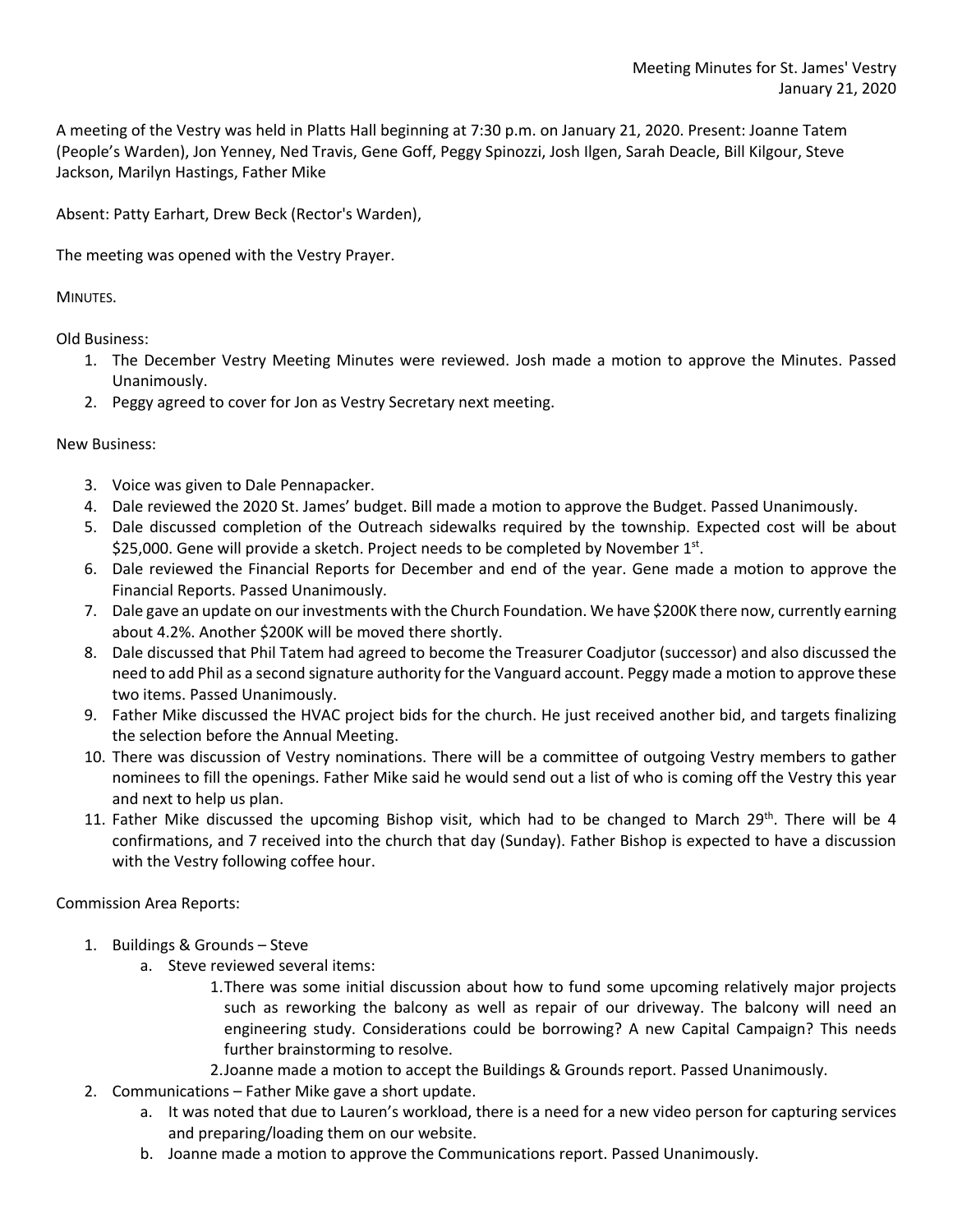Meeting Minutes for St. James' Vestry
January 21, 2020

A meeting of the Vestry was held in Platts Hall beginning at 7:30 p.m. on January 21, 2020. Present: Joanne Tatem (People's Warden), Jon Yenney, Ned Travis, Gene Goff, Peggy Spinozzi, Josh Ilgen, Sarah Deacle, Bill Kilgour, Steve Jackson, Marilyn Hastings, Father Mike

Absent: Patty Earhart, Drew Beck (Rector's Warden),

The meeting was opened with the Vestry Prayer.

MINUTES.

Old Business:

1. The December Vestry Meeting Minutes were reviewed. Josh made a motion to approve the Minutes. Passed Unanimously.
2. Peggy agreed to cover for Jon as Vestry Secretary next meeting.

New Business:

3. Voice was given to Dale Pennapacker.
4. Dale reviewed the 2020 St. James' budget. Bill made a motion to approve the Budget. Passed Unanimously.
5. Dale discussed completion of the Outreach sidewalks required by the township. Expected cost will be about $25,000. Gene will provide a sketch. Project needs to be completed by November 1st.
6. Dale reviewed the Financial Reports for December and end of the year. Gene made a motion to approve the Financial Reports. Passed Unanimously.
7. Dale gave an update on our investments with the Church Foundation. We have $200K there now, currently earning about 4.2%. Another $200K will be moved there shortly.
8. Dale discussed that Phil Tatem had agreed to become the Treasurer Coadjutor (successor) and also discussed the need to add Phil as a second signature authority for the Vanguard account. Peggy made a motion to approve these two items. Passed Unanimously.
9. Father Mike discussed the HVAC project bids for the church. He just received another bid, and targets finalizing the selection before the Annual Meeting.
10. There was discussion of Vestry nominations. There will be a committee of outgoing Vestry members to gather nominees to fill the openings. Father Mike said he would send out a list of who is coming off the Vestry this year and next to help us plan.
11. Father Mike discussed the upcoming Bishop visit, which had to be changed to March 29th. There will be 4 confirmations, and 7 received into the church that day (Sunday). Father Bishop is expected to have a discussion with the Vestry following coffee hour.

Commission Area Reports:

1. Buildings & Grounds – Steve
   a. Steve reviewed several items:
      1. There was some initial discussion about how to fund some upcoming relatively major projects such as reworking the balcony as well as repair of our driveway. The balcony will need an engineering study. Considerations could be borrowing? A new Capital Campaign? This needs further brainstorming to resolve.
      2. Joanne made a motion to accept the Buildings & Grounds report. Passed Unanimously.
2. Communications – Father Mike gave a short update.
   a. It was noted that due to Lauren's workload, there is a need for a new video person for capturing services and preparing/loading them on our website.
   b. Joanne made a motion to approve the Communications report. Passed Unanimously.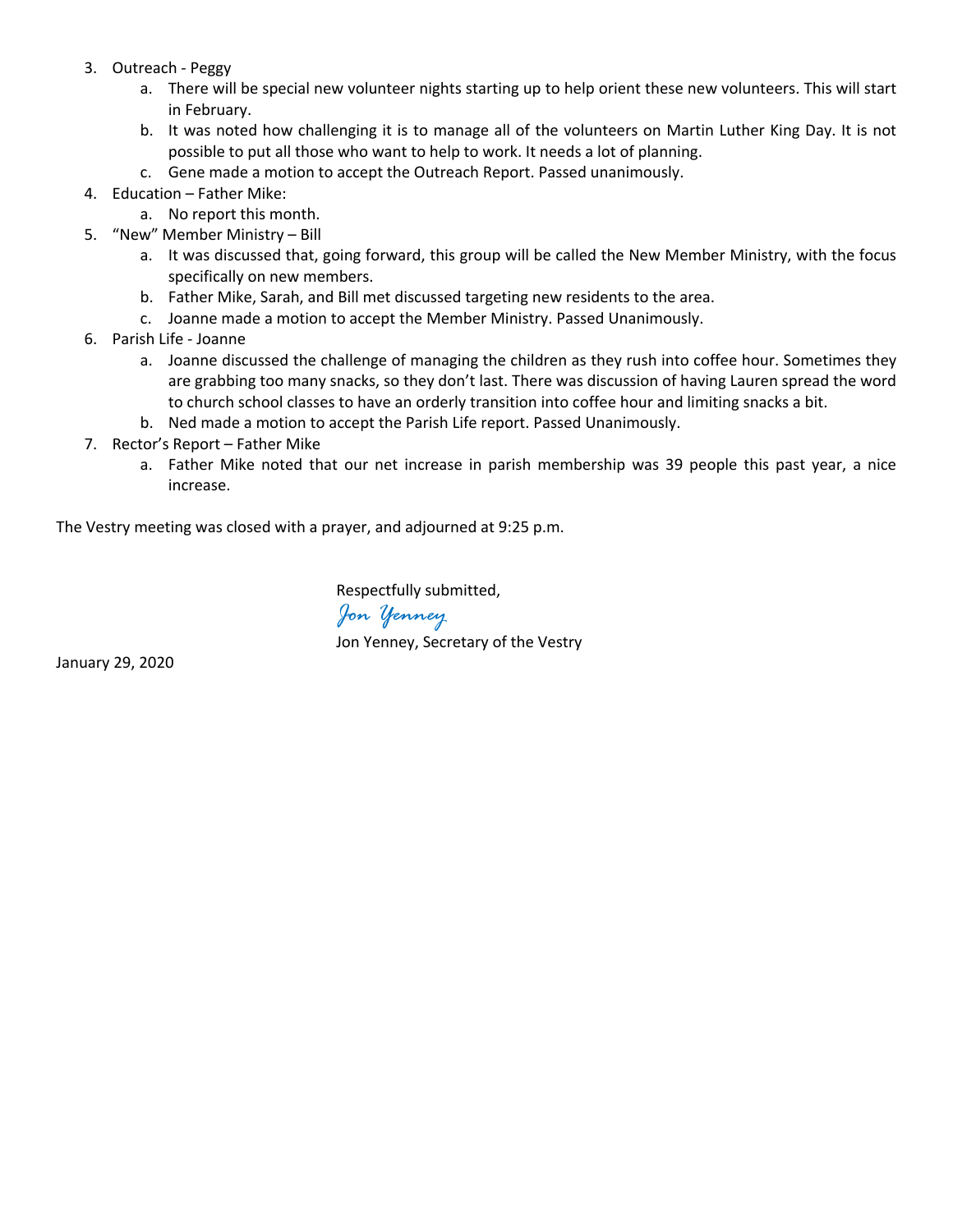3. Outreach - Peggy
    a. There will be special new volunteer nights starting up to help orient these new volunteers. This will start in February.
    b. It was noted how challenging it is to manage all of the volunteers on Martin Luther King Day. It is not possible to put all those who want to help to work. It needs a lot of planning.
    c. Gene made a motion to accept the Outreach Report. Passed unanimously.
4. Education – Father Mike:
    a. No report this month.
5. “New” Member Ministry – Bill
    a. It was discussed that, going forward, this group will be called the New Member Ministry, with the focus specifically on new members.
    b. Father Mike, Sarah, and Bill met discussed targeting new residents to the area.
    c. Joanne made a motion to accept the Member Ministry. Passed Unanimously.
6. Parish Life - Joanne
    a. Joanne discussed the challenge of managing the children as they rush into coffee hour. Sometimes they are grabbing too many snacks, so they don’t last. There was discussion of having Lauren spread the word to church school classes to have an orderly transition into coffee hour and limiting snacks a bit.
    b. Ned made a motion to accept the Parish Life report. Passed Unanimously.
7. Rector’s Report – Father Mike
    a. Father Mike noted that our net increase in parish membership was 39 people this past year, a nice increase.

The Vestry meeting was closed with a prayer, and adjourned at 9:25 p.m.

Respectfully submitted,

*Jon Yenney*

Jon Yenney, Secretary of the Vestry

January 29, 2020